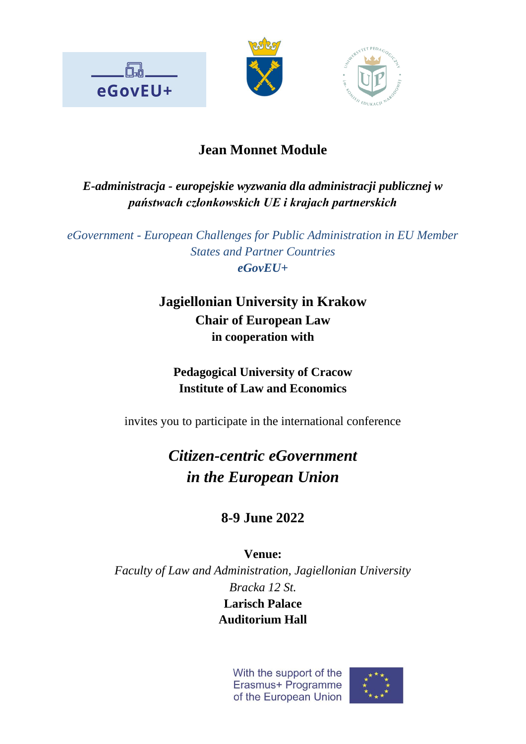**Jean Monnet Module**

***E-administracja - europejskie wyzwania dla administracji publicznej w państwach członkowskich UE i krajach partnerskich***

*eGovernment - European Challenges for Public Administration in EU Member States and Partner Countries*
***eGovEU+***

**Jagiellonian University in Krakow**
**Chair of European Law**
**in cooperation with**

**Pedagogical University of Cracow**
**Institute of Law and Economics**

invites you to participate in the international conference

# *Citizen-centric eGovernment in the European Union*

**8-9 June 2022**

**Venue:**
*Faculty of Law and Administration, Jagiellonian University*
*Bracka 12 St.*
**Larisch Palace**
**Auditorium Hall**

With the support of the Erasmus+ Programme of the European Union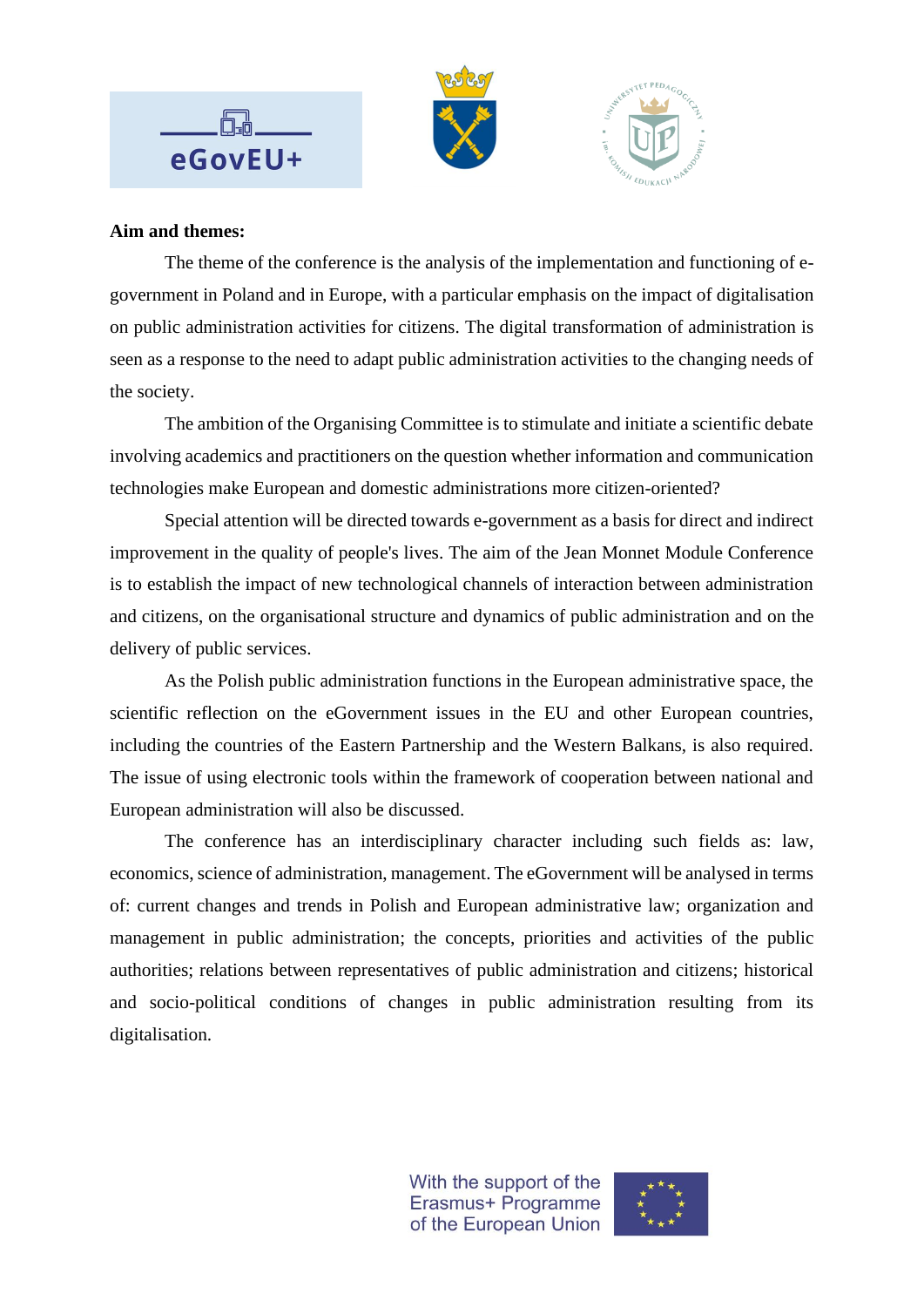**Aim and themes:**

The theme of the conference is the analysis of the implementation and functioning of e-government in Poland and in Europe, with a particular emphasis on the impact of digitalisation on public administration activities for citizens. The digital transformation of administration is seen as a response to the need to adapt public administration activities to the changing needs of the society.

The ambition of the Organising Committee is to stimulate and initiate a scientific debate involving academics and practitioners on the question whether information and communication technologies make European and domestic administrations more citizen-oriented?

Special attention will be directed towards e-government as a basis for direct and indirect improvement in the quality of people's lives. The aim of the Jean Monnet Module Conference is to establish the impact of new technological channels of interaction between administration and citizens, on the organisational structure and dynamics of public administration and on the delivery of public services.

As the Polish public administration functions in the European administrative space, the scientific reflection on the eGovernment issues in the EU and other European countries, including the countries of the Eastern Partnership and the Western Balkans, is also required. The issue of using electronic tools within the framework of cooperation between national and European administration will also be discussed.

The conference has an interdisciplinary character including such fields as: law, economics, science of administration, management. The eGovernment will be analysed in terms of: current changes and trends in Polish and European administrative law; organization and management in public administration; the concepts, priorities and activities of the public authorities; relations between representatives of public administration and citizens; historical and socio-political conditions of changes in public administration resulting from its digitalisation.

With the support of the Erasmus+ Programme of the European Union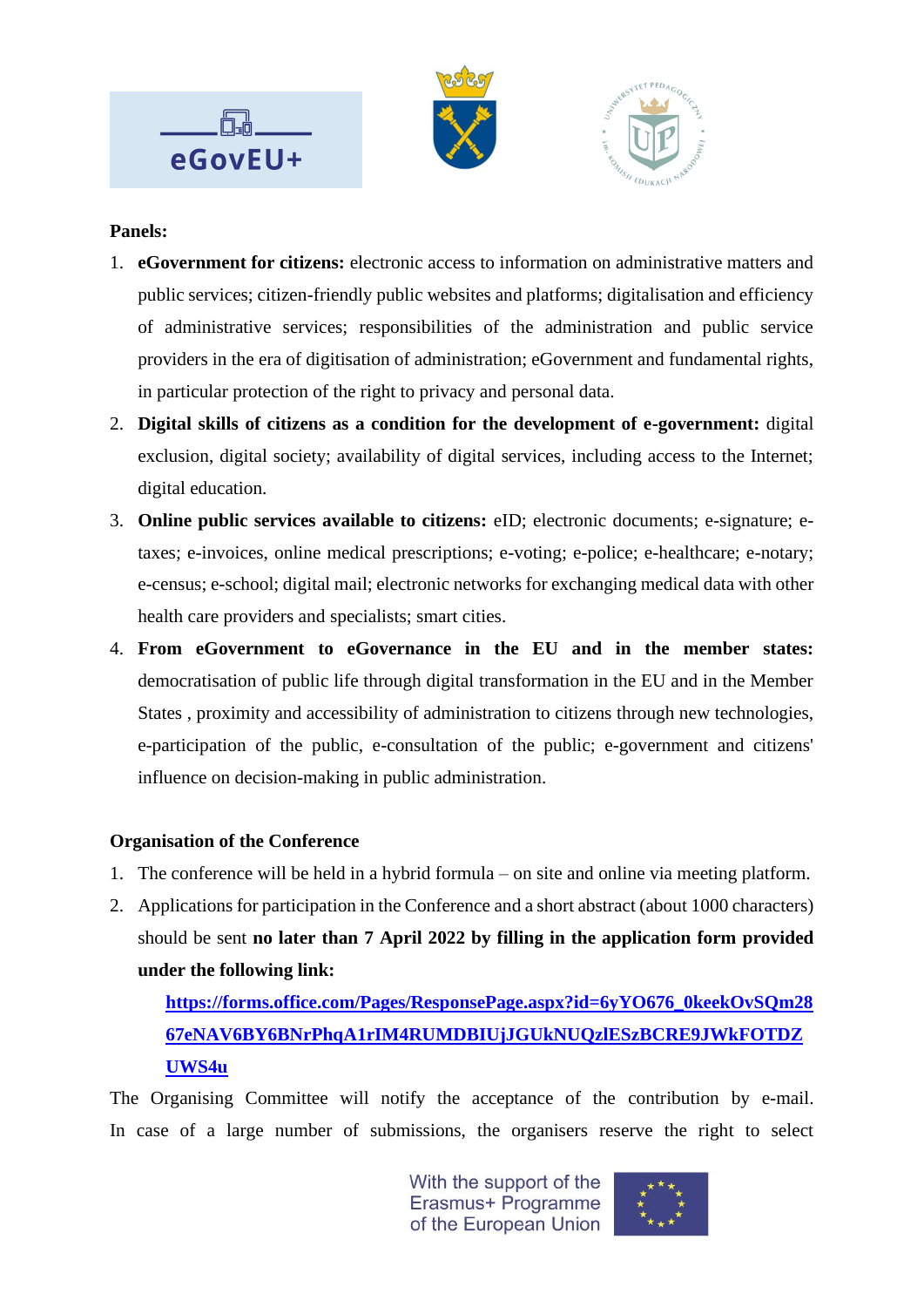**Panels:**

1. **eGovernment for citizens:** electronic access to information on administrative matters and public services; citizen-friendly public websites and platforms; digitalisation and efficiency of administrative services; responsibilities of the administration and public service providers in the era of digitisation of administration; eGovernment and fundamental rights, in particular protection of the right to privacy and personal data.
2. **Digital skills of citizens as a condition for the development of e-government:** digital exclusion, digital society; availability of digital services, including access to the Internet; digital education.
3. **Online public services available to citizens:** eID; electronic documents; e-signature; e-taxes; e-invoices, online medical prescriptions; e-voting; e-police; e-healthcare; e-notary; e-census; e-school; digital mail; electronic networks for exchanging medical data with other health care providers and specialists; smart cities.
4. **From eGovernment to eGovernance in the EU and in the member states:** democratisation of public life through digital transformation in the EU and in the Member States , proximity and accessibility of administration to citizens through new technologies, e-participation of the public, e-consultation of the public; e-government and citizens' influence on decision-making in public administration.

**Organisation of the Conference**

1. The conference will be held in a hybrid formula – on site and online via meeting platform.
2. Applications for participation in the Conference and a short abstract (about 1000 characters) should be sent **no later than 7 April 2022 by filling in the application form provided under the following link:**

   **https://forms.office.com/Pages/ResponsePage.aspx?id=6yYO676_0keekOvSQm2867eNAV6BY6BNrPhqA1rIM4RUMDBIUjJGUkNUQzlESzBCRE9JWkFOTDZUWS4u**

The Organising Committee will notify the acceptance of the contribution by e-mail. In case of a large number of submissions, the organisers reserve the right to select

With the support of the Erasmus+ Programme of the European Union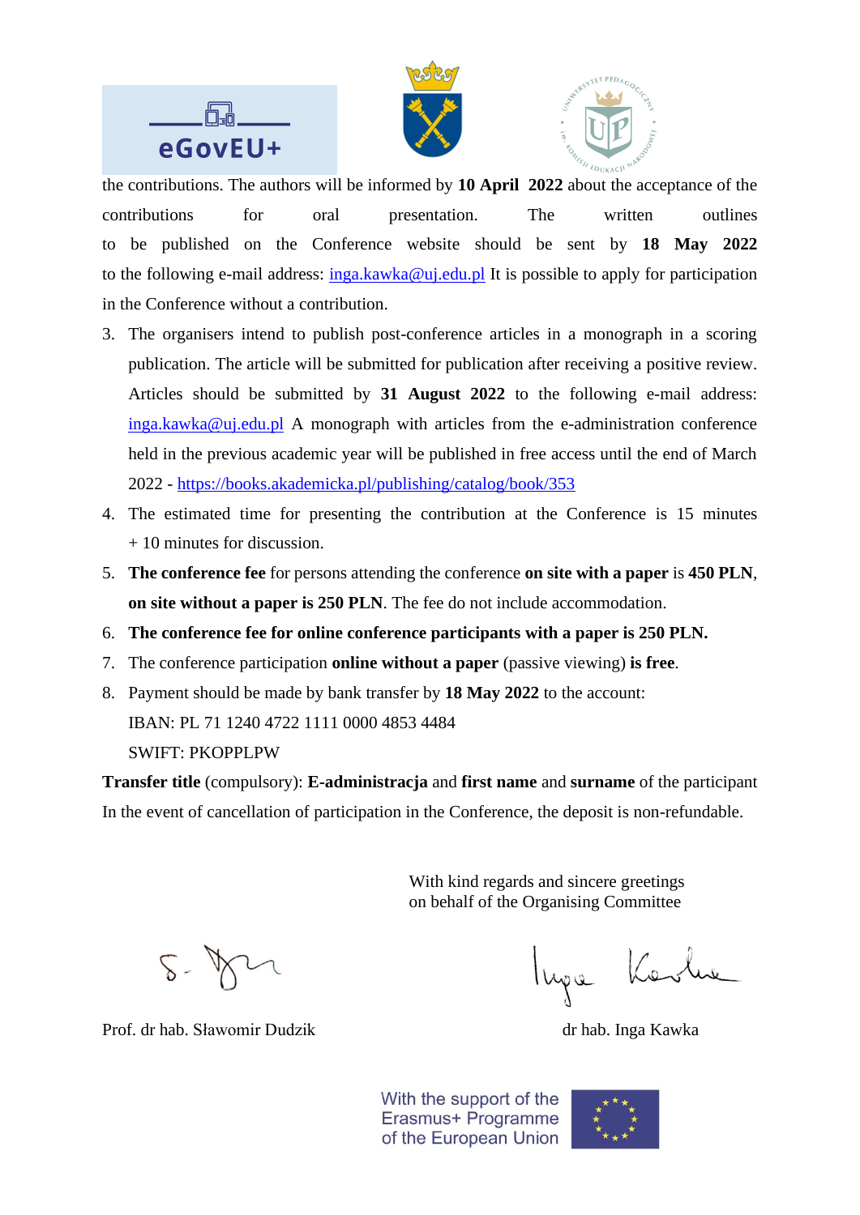the contributions. The authors will be informed by **10 April 2022** about the acceptance of the contributions for oral presentation. The written outlines to be published on the Conference website should be sent by **18 May 2022** to the following e-mail address: inga.kawka@uj.edu.pl It is possible to apply for participation in the Conference without a contribution.

3. The organisers intend to publish post-conference articles in a monograph in a scoring publication. The article will be submitted for publication after receiving a positive review. Articles should be submitted by **31 August 2022** to the following e-mail address: inga.kawka@uj.edu.pl A monograph with articles from the e-administration conference held in the previous academic year will be published in free access until the end of March 2022 - https://books.akademicka.pl/publishing/catalog/book/353
4. The estimated time for presenting the contribution at the Conference is 15 minutes + 10 minutes for discussion.
5. **The conference fee** for persons attending the conference **on site with a paper** is **450 PLN**, **on site without a paper is 250 PLN**. The fee do not include accommodation.
6. **The conference fee for online conference participants with a paper is 250 PLN.**
7. The conference participation **online without a paper** (passive viewing) **is free**.
8. Payment should be made by bank transfer by **18 May 2022** to the account:
   IBAN: PL 71 1240 4722 1111 0000 4853 4484
   SWIFT: PKOPPLPW

**Transfer title** (compulsory): **E-administracja** and **first name** and **surname** of the participant
In the event of cancellation of participation in the Conference, the deposit is non-refundable.

With kind regards and sincere greetings
on behalf of the Organising Committee

Prof. dr hab. Sławomir Dudzik

dr hab. Inga Kawka

With the support of the Erasmus+ Programme of the European Union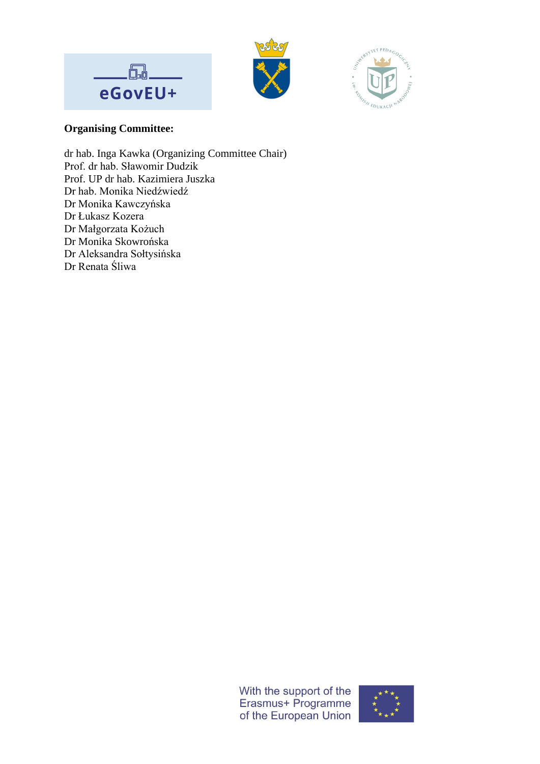**Organising Committee:**

dr hab. Inga Kawka (Organizing Committee Chair)
Prof. dr hab. Sławomir Dudzik
Prof. UP dr hab. Kazimiera Juszka
Dr hab. Monika Niedźwiedź
Dr Monika Kawczyńska
Dr Łukasz Kozera
Dr Małgorzata Kożuch
Dr Monika Skowrońska
Dr Aleksandra Sołtysińska
Dr Renata Śliwa

With the support of the Erasmus+ Programme of the European Union